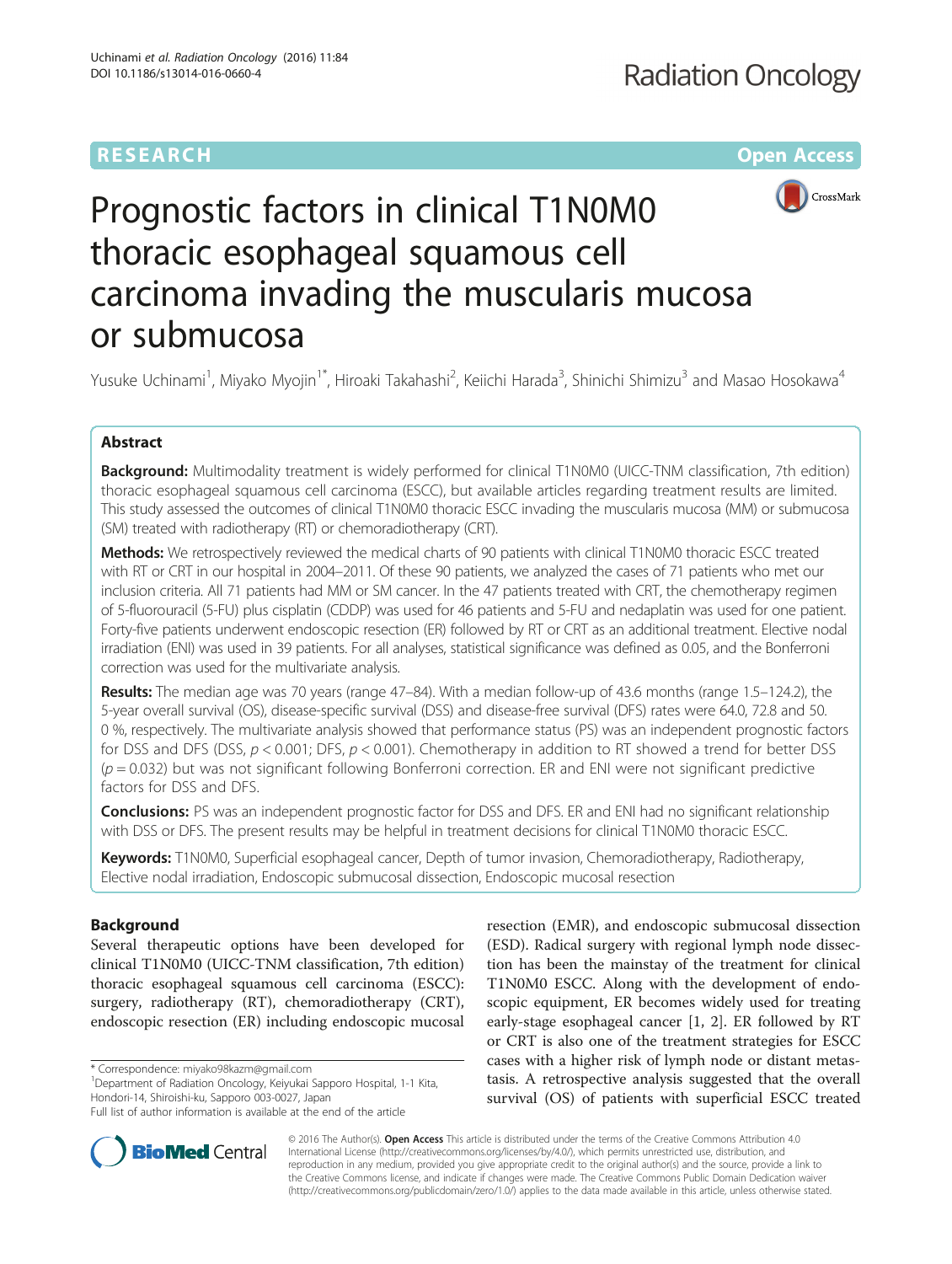RESEARCH Open Access

# Prognostic factors in clinical T1N0M0 thoracic esophageal squamous cell carcinoma invading the muscularis mucosa or submucosa

Yusuke Uchinami[1], Miyako Myojin[1*], Hiroaki Takahashi[2], Keiichi Harada[3], Shinichi Shimizu[3] and Masao Hosokawa[4]

## Abstract

**Background:** Multimodality treatment is widely performed for clinical T1N0M0 (UICC-TNM classification, 7th edition) thoracic esophageal squamous cell carcinoma (ESCC), but available articles regarding treatment results are limited. This study assessed the outcomes of clinical T1N0M0 thoracic ESCC invading the muscularis mucosa (MM) or submucosa (SM) treated with radiotherapy (RT) or chemoradiotherapy (CRT).

**Methods:** We retrospectively reviewed the medical charts of 90 patients with clinical T1N0M0 thoracic ESCC treated with RT or CRT in our hospital in 2004–2011. Of these 90 patients, we analyzed the cases of 71 patients who met our inclusion criteria. All 71 patients had MM or SM cancer. In the 47 patients treated with CRT, the chemotherapy regimen of 5-fluorouracil (5-FU) plus cisplatin (CDDP) was used for 46 patients and 5-FU and nedaplatin was used for one patient. Forty-five patients underwent endoscopic resection (ER) followed by RT or CRT as an additional treatment. Elective nodal irradiation (ENI) was used in 39 patients. For all analyses, statistical significance was defined as 0.05, and the Bonferroni correction was used for the multivariate analysis.

**Results:** The median age was 70 years (range 47–84). With a median follow-up of 43.6 months (range 1.5–124.2), the 5-year overall survival (OS), disease-specific survival (DSS) and disease-free survival (DFS) rates were 64.0, 72.8 and 50.0 %, respectively. The multivariate analysis showed that performance status (PS) was an independent prognostic factors for DSS and DFS (DSS, $p < 0.001$; DFS, $p < 0.001$). Chemotherapy in addition to RT showed a trend for better DSS ($p = 0.032$) but was not significant following Bonferroni correction. ER and ENI were not significant predictive factors for DSS and DFS.

**Conclusions:** PS was an independent prognostic factor for DSS and DFS. ER and ENI had no significant relationship with DSS or DFS. The present results may be helpful in treatment decisions for clinical T1N0M0 thoracic ESCC.

**Keywords:** T1N0M0, Superficial esophageal cancer, Depth of tumor invasion, Chemoradiotherapy, Radiotherapy, Elective nodal irradiation, Endoscopic submucosal dissection, Endoscopic mucosal resection

## Background

Several therapeutic options have been developed for clinical T1N0M0 (UICC-TNM classification, 7th edition) thoracic esophageal squamous cell carcinoma (ESCC): surgery, radiotherapy (RT), chemoradiotherapy (CRT), endoscopic resection (ER) including endoscopic mucosal resection (EMR), and endoscopic submucosal dissection (ESD). Radical surgery with regional lymph node dissection has been the mainstay of the treatment for clinical T1N0M0 ESCC. Along with the development of endoscopic equipment, ER becomes widely used for treating early-stage esophageal cancer [1, 2]. ER followed by RT or CRT is also one of the treatment strategies for ESCC cases with a higher risk of lymph node or distant metastasis. A retrospective analysis suggested that the overall survival (OS) of patients with superficial ESCC treated

* Correspondence: miyako98kazm@gmail.com
[1]Department of Radiation Oncology, Keiyukai Sapporo Hospital, 1-1 Kita, Hondori-14, Shiroishi-ku, Sapporo 003-0027, Japan
Full list of author information is available at the end of the article

© 2016 The Author(s). **Open Access** This article is distributed under the terms of the Creative Commons Attribution 4.0 International License (http://creativecommons.org/licenses/by/4.0/), which permits unrestricted use, distribution, and reproduction in any medium, provided you give appropriate credit to the original author(s) and the source, provide a link to the Creative Commons license, and indicate if changes were made. The Creative Commons Public Domain Dedication waiver (http://creativecommons.org/publicdomain/zero/1.0/) applies to the data made available in this article, unless otherwise stated.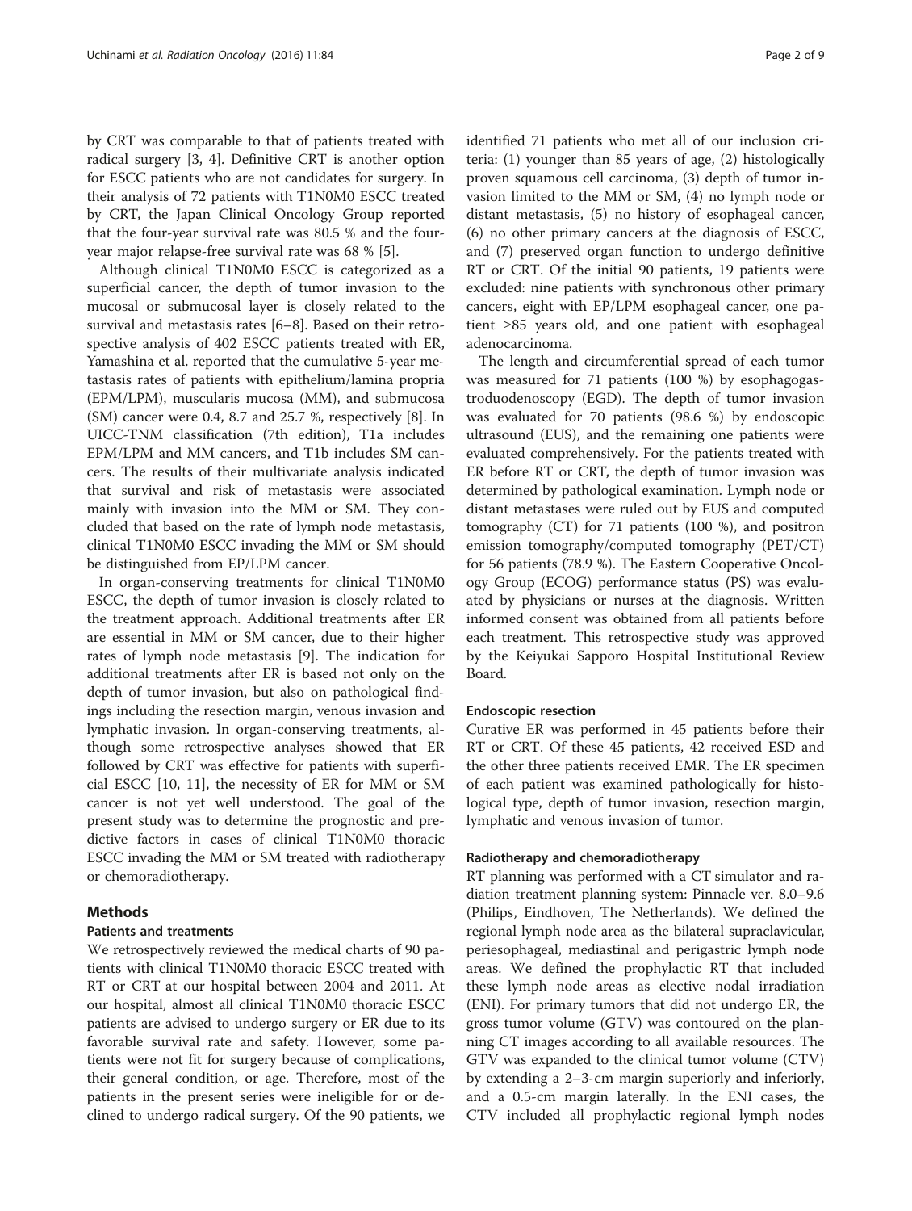by CRT was comparable to that of patients treated with radical surgery [3, 4]. Definitive CRT is another option for ESCC patients who are not candidates for surgery. In their analysis of 72 patients with T1N0M0 ESCC treated by CRT, the Japan Clinical Oncology Group reported that the four-year survival rate was 80.5 % and the four-year major relapse-free survival rate was 68 % [5].

Although clinical T1N0M0 ESCC is categorized as a superficial cancer, the depth of tumor invasion to the mucosal or submucosal layer is closely related to the survival and metastasis rates [6–8]. Based on their retrospective analysis of 402 ESCC patients treated with ER, Yamashina et al. reported that the cumulative 5-year metastasis rates of patients with epithelium/lamina propria (EPM/LPM), muscularis mucosa (MM), and submucosa (SM) cancer were 0.4, 8.7 and 25.7 %, respectively [8]. In UICC-TNM classification (7th edition), T1a includes EPM/LPM and MM cancers, and T1b includes SM cancers. The results of their multivariate analysis indicated that survival and risk of metastasis were associated mainly with invasion into the MM or SM. They concluded that based on the rate of lymph node metastasis, clinical T1N0M0 ESCC invading the MM or SM should be distinguished from EP/LPM cancer.

In organ-conserving treatments for clinical T1N0M0 ESCC, the depth of tumor invasion is closely related to the treatment approach. Additional treatments after ER are essential in MM or SM cancer, due to their higher rates of lymph node metastasis [9]. The indication for additional treatments after ER is based not only on the depth of tumor invasion, but also on pathological findings including the resection margin, venous invasion and lymphatic invasion. In organ-conserving treatments, although some retrospective analyses showed that ER followed by CRT was effective for patients with superficial ESCC [10, 11], the necessity of ER for MM or SM cancer is not yet well understood. The goal of the present study was to determine the prognostic and predictive factors in cases of clinical T1N0M0 thoracic ESCC invading the MM or SM treated with radiotherapy or chemoradiotherapy.

## Methods

### Patients and treatments

We retrospectively reviewed the medical charts of 90 patients with clinical T1N0M0 thoracic ESCC treated with RT or CRT at our hospital between 2004 and 2011. At our hospital, almost all clinical T1N0M0 thoracic ESCC patients are advised to undergo surgery or ER due to its favorable survival rate and safety. However, some patients were not fit for surgery because of complications, their general condition, or age. Therefore, most of the patients in the present series were ineligible for or declined to undergo radical surgery. Of the 90 patients, we identified 71 patients who met all of our inclusion criteria: (1) younger than 85 years of age, (2) histologically proven squamous cell carcinoma, (3) depth of tumor invasion limited to the MM or SM, (4) no lymph node or distant metastasis, (5) no history of esophageal cancer, (6) no other primary cancers at the diagnosis of ESCC, and (7) preserved organ function to undergo definitive RT or CRT. Of the initial 90 patients, 19 patients were excluded: nine patients with synchronous other primary cancers, eight with EP/LPM esophageal cancer, one patient ≥85 years old, and one patient with esophageal adenocarcinoma.

The length and circumferential spread of each tumor was measured for 71 patients (100 %) by esophagogastroduodenoscopy (EGD). The depth of tumor invasion was evaluated for 70 patients (98.6 %) by endoscopic ultrasound (EUS), and the remaining one patients were evaluated comprehensively. For the patients treated with ER before RT or CRT, the depth of tumor invasion was determined by pathological examination. Lymph node or distant metastases were ruled out by EUS and computed tomography (CT) for 71 patients (100 %), and positron emission tomography/computed tomography (PET/CT) for 56 patients (78.9 %). The Eastern Cooperative Oncology Group (ECOG) performance status (PS) was evaluated by physicians or nurses at the diagnosis. Written informed consent was obtained from all patients before each treatment. This retrospective study was approved by the Keiyukai Sapporo Hospital Institutional Review Board.

### Endoscopic resection

Curative ER was performed in 45 patients before their RT or CRT. Of these 45 patients, 42 received ESD and the other three patients received EMR. The ER specimen of each patient was examined pathologically for histological type, depth of tumor invasion, resection margin, lymphatic and venous invasion of tumor.

### Radiotherapy and chemoradiotherapy

RT planning was performed with a CT simulator and radiation treatment planning system: Pinnacle ver. 8.0–9.6 (Philips, Eindhoven, The Netherlands). We defined the regional lymph node area as the bilateral supraclavicular, periesophageal, mediastinal and perigastric lymph node areas. We defined the prophylactic RT that included these lymph node areas as elective nodal irradiation (ENI). For primary tumors that did not undergo ER, the gross tumor volume (GTV) was contoured on the planning CT images according to all available resources. The GTV was expanded to the clinical tumor volume (CTV) by extending a 2–3-cm margin superiorly and inferiorly, and a 0.5-cm margin laterally. In the ENI cases, the CTV included all prophylactic regional lymph nodes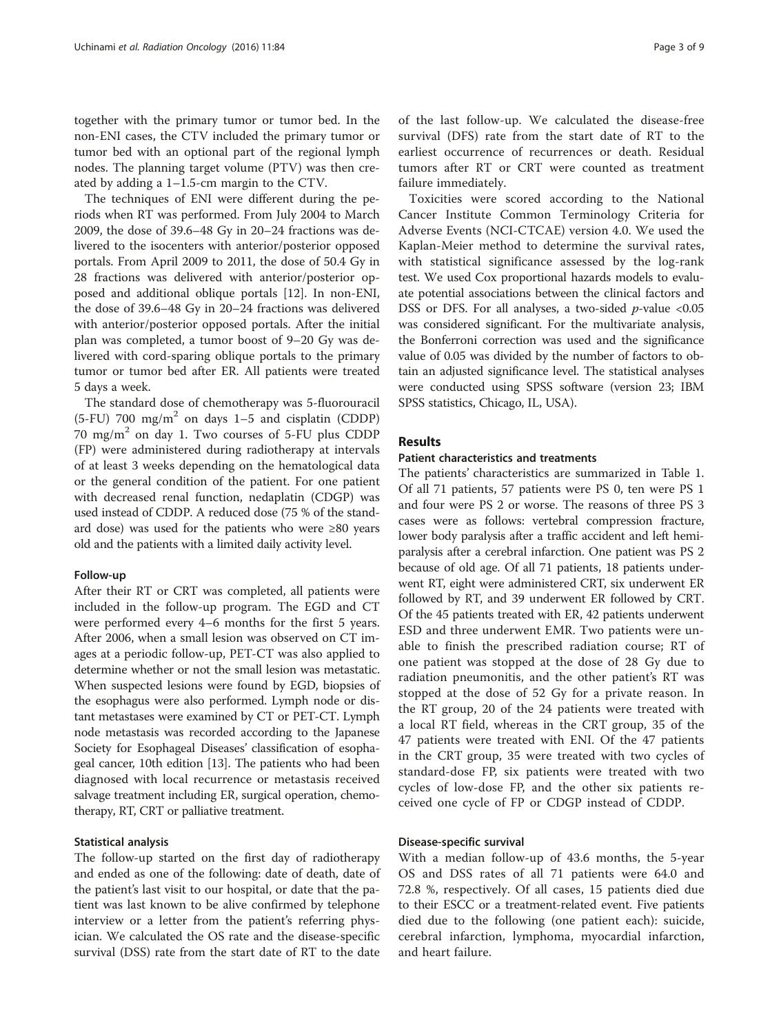together with the primary tumor or tumor bed. In the non-ENI cases, the CTV included the primary tumor or tumor bed with an optional part of the regional lymph nodes. The planning target volume (PTV) was then created by adding a 1–1.5-cm margin to the CTV.

The techniques of ENI were different during the periods when RT was performed. From July 2004 to March 2009, the dose of 39.6–48 Gy in 20–24 fractions was delivered to the isocenters with anterior/posterior opposed portals. From April 2009 to 2011, the dose of 50.4 Gy in 28 fractions was delivered with anterior/posterior opposed and additional oblique portals [12]. In non-ENI, the dose of 39.6–48 Gy in 20–24 fractions was delivered with anterior/posterior opposed portals. After the initial plan was completed, a tumor boost of 9–20 Gy was delivered with cord-sparing oblique portals to the primary tumor or tumor bed after ER. All patients were treated 5 days a week.

The standard dose of chemotherapy was 5-fluorouracil (5-FU) 700 mg/m$^2$ on days 1–5 and cisplatin (CDDP) 70 mg/m$^2$ on day 1. Two courses of 5-FU plus CDDP (FP) were administered during radiotherapy at intervals of at least 3 weeks depending on the hematological data or the general condition of the patient. For one patient with decreased renal function, nedaplatin (CDGP) was used instead of CDDP. A reduced dose (75 % of the standard dose) was used for the patients who were ≥80 years old and the patients with a limited daily activity level.

### Follow-up

After their RT or CRT was completed, all patients were included in the follow-up program. The EGD and CT were performed every 4–6 months for the first 5 years. After 2006, when a small lesion was observed on CT images at a periodic follow-up, PET-CT was also applied to determine whether or not the small lesion was metastatic. When suspected lesions were found by EGD, biopsies of the esophagus were also performed. Lymph node or distant metastases were examined by CT or PET-CT. Lymph node metastasis was recorded according to the Japanese Society for Esophageal Diseases' classification of esophageal cancer, 10th edition [13]. The patients who had been diagnosed with local recurrence or metastasis received salvage treatment including ER, surgical operation, chemotherapy, RT, CRT or palliative treatment.

### Statistical analysis

The follow-up started on the first day of radiotherapy and ended as one of the following: date of death, date of the patient's last visit to our hospital, or date that the patient was last known to be alive confirmed by telephone interview or a letter from the patient's referring physician. We calculated the OS rate and the disease-specific survival (DSS) rate from the start date of RT to the date of the last follow-up. We calculated the disease-free survival (DFS) rate from the start date of RT to the earliest occurrence of recurrences or death. Residual tumors after RT or CRT were counted as treatment failure immediately.

Toxicities were scored according to the National Cancer Institute Common Terminology Criteria for Adverse Events (NCI-CTCAE) version 4.0. We used the Kaplan-Meier method to determine the survival rates, with statistical significance assessed by the log-rank test. We used Cox proportional hazards models to evaluate potential associations between the clinical factors and DSS or DFS. For all analyses, a two-sided $p$-value <0.05 was considered significant. For the multivariate analysis, the Bonferroni correction was used and the significance value of 0.05 was divided by the number of factors to obtain an adjusted significance level. The statistical analyses were conducted using SPSS software (version 23; IBM SPSS statistics, Chicago, IL, USA).

## Results

### Patient characteristics and treatments

The patients' characteristics are summarized in Table 1. Of all 71 patients, 57 patients were PS 0, ten were PS 1 and four were PS 2 or worse. The reasons of three PS 3 cases were as follows: vertebral compression fracture, lower body paralysis after a traffic accident and left hemiparalysis after a cerebral infarction. One patient was PS 2 because of old age. Of all 71 patients, 18 patients underwent RT, eight were administered CRT, six underwent ER followed by RT, and 39 underwent ER followed by CRT. Of the 45 patients treated with ER, 42 patients underwent ESD and three underwent EMR. Two patients were unable to finish the prescribed radiation course; RT of one patient was stopped at the dose of 28 Gy due to radiation pneumonitis, and the other patient's RT was stopped at the dose of 52 Gy for a private reason. In the RT group, 20 of the 24 patients were treated with a local RT field, whereas in the CRT group, 35 of the 47 patients were treated with ENI. Of the 47 patients in the CRT group, 35 were treated with two cycles of standard-dose FP, six patients were treated with two cycles of low-dose FP, and the other six patients received one cycle of FP or CDGP instead of CDDP.

### Disease-specific survival

With a median follow-up of 43.6 months, the 5-year OS and DSS rates of all 71 patients were 64.0 and 72.8 %, respectively. Of all cases, 15 patients died due to their ESCC or a treatment-related event. Five patients died due to the following (one patient each): suicide, cerebral infarction, lymphoma, myocardial infarction, and heart failure.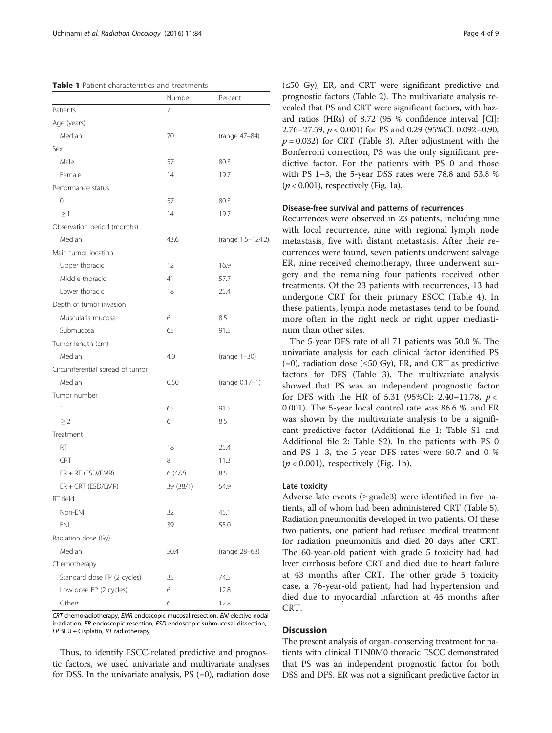**Table 1** Patient characteristics and treatments

| | Number | Percent |
|---|---|---|
| Patients | 71 | |
| Age (years) | | |
| Median | 70 | (range 47–84) |
| Sex | | |
| Male | 57 | 80.3 |
| Female | 14 | 19.7 |
| Performance status | | |
| 0 | 57 | 80.3 |
| ≥ 1 | 14 | 19.7 |
| Observation period (months) | | |
| Median | 43.6 | (range 1.5–124.2) |
| Main tumor location | | |
| Upper thoracic | 12 | 16.9 |
| Middle thoracic | 41 | 57.7 |
| Lower thoracic | 18 | 25.4 |
| Depth of tumor invasion | | |
| Muscularis mucosa | 6 | 8.5 |
| Submucosa | 65 | 91.5 |
| Tumor length (cm) | | |
| Median | 4.0 | (range 1–30) |
| Circumferential spread of tumor | | |
| Median | 0.50 | (range 0.17–1) |
| Tumor number | | |
| 1 | 65 | 91.5 |
| ≥ 2 | 6 | 8.5 |
| Treatment | | |
| RT | 18 | 25.4 |
| CRT | 8 | 11.3 |
| ER + RT (ESD/EMR) | 6 (4/2) | 8.5 |
| ER + CRT (ESD/EMR) | 39 (38/1) | 54.9 |
| RT field | | |
| Non-ENI | 32 | 45.1 |
| ENI | 39 | 55.0 |
| Radiation dose (Gy) | | |
| Median | 50.4 | (range 28–68) |
| Chemotherapy | | |
| Standard dose FP (2 cycles) | 35 | 74.5 |
| Low-dose FP (2 cycles) | 6 | 12.8 |
| Others | 6 | 12.8 |

*CRT* chemoradiotherapy, *EMR* endoscopic mucosal resection, *ENI* elective nodal irradiation, *ER* endoscopic resection, *ESD* endoscopic submucosal dissection, *FP* 5FU + Cisplatin, *RT* radiotherapy

Thus, to identify ESCC-related predictive and prognostic factors, we used univariate and multivariate analyses for DSS. In the univariate analysis, PS (=0), radiation dose (≤50 Gy), ER, and CRT were significant predictive and prognostic factors (Table 2). The multivariate analysis revealed that PS and CRT were significant factors, with hazard ratios (HRs) of 8.72 (95 % confidence interval [CI]: 2.76–27.59, $p < 0.001$) for PS and 0.29 (95%CI: 0.092–0.90, $p = 0.032$) for CRT (Table 3). After adjustment with the Bonferroni correction, PS was the only significant predictive factor. For the patients with PS 0 and those with PS 1–3, the 5-year DSS rates were 78.8 and 53.8 % ($p < 0.001$), respectively (Fig. 1a).

### Disease-free survival and patterns of recurrences

Recurrences were observed in 23 patients, including nine with local recurrence, nine with regional lymph node metastasis, five with distant metastasis. After their recurrences were found, seven patients underwent salvage ER, nine received chemotherapy, three underwent surgery and the remaining four patients received other treatments. Of the 23 patients with recurrences, 13 had undergone CRT for their primary ESCC (Table 4). In these patients, lymph node metastases tend to be found more often in the right neck or right upper mediastinum than other sites.

The 5-year DFS rate of all 71 patients was 50.0 %. The univariate analysis for each clinical factor identified PS (=0), radiation dose (≤50 Gy), ER, and CRT as predictive factors for DFS (Table 3). The multivariate analysis showed that PS was an independent prognostic factor for DFS with the HR of 5.31 (95%CI: 2.40–11.78, $p < 0.001$). The 5-year local control rate was 86.6 %, and ER was shown by the multivariate analysis to be a significant predictive factor (Additional file 1: Table S1 and Additional file 2: Table S2). In the patients with PS 0 and PS 1–3, the 5-year DFS rates were 60.7 and 0 % ($p < 0.001$), respectively (Fig. 1b).

### Late toxicity

Adverse late events (≥ grade3) were identified in five patients, all of whom had been administered CRT (Table 5). Radiation pneumonitis developed in two patients. Of these two patients, one patient had refused medical treatment for radiation pneumonitis and died 20 days after CRT. The 60-year-old patient with grade 5 toxicity had had liver cirrhosis before CRT and died due to heart failure at 43 months after CRT. The other grade 5 toxicity case, a 76-year-old patient, had had hypertension and died due to myocardial infarction at 45 months after CRT.

## Discussion

The present analysis of organ-conserving treatment for patients with clinical T1N0M0 thoracic ESCC demonstrated that PS was an independent prognostic factor for both DSS and DFS. ER was not a significant predictive factor in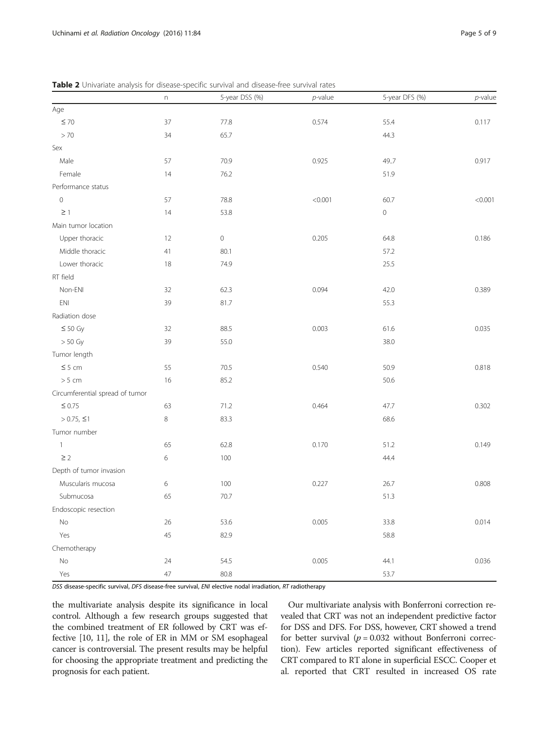**Table 2** Univariate analysis for disease-specific survival and disease-free survival rates

| | n | 5-year DSS (%) | *p*-value | 5-year DFS (%) | *p*-value |
|---|---|---|---|---|---|
| Age | | | | | |
| ≤ 70 | 37 | 77.8 | 0.574 | 55.4 | 0.117 |
| > 70 | 34 | 65.7 | | 44.3 | |
| Sex | | | | | |
| Male | 57 | 70.9 | 0.925 | 49..7 | 0.917 |
| Female | 14 | 76.2 | | 51.9 | |
| Performance status | | | | | |
| 0 | 57 | 78.8 | <0.001 | 60.7 | <0.001 |
| ≥ 1 | 14 | 53.8 | | 0 | |
| Main tumor location | | | | | |
| Upper thoracic | 12 | 0 | 0.205 | 64.8 | 0.186 |
| Middle thoracic | 41 | 80.1 | | 57.2 | |
| Lower thoracic | 18 | 74.9 | | 25.5 | |
| RT field | | | | | |
| Non-ENI | 32 | 62.3 | 0.094 | 42.0 | 0.389 |
| ENI | 39 | 81.7 | | 55.3 | |
| Radiation dose | | | | | |
| ≤ 50 Gy | 32 | 88.5 | 0.003 | 61.6 | 0.035 |
| > 50 Gy | 39 | 55.0 | | 38.0 | |
| Tumor length | | | | | |
| ≤ 5 cm | 55 | 70.5 | 0.540 | 50.9 | 0.818 |
| > 5 cm | 16 | 85.2 | | 50.6 | |
| Circumferential spread of tumor | | | | | |
| ≤ 0.75 | 63 | 71.2 | 0.464 | 47.7 | 0.302 |
| > 0.75, ≤1 | 8 | 83.3 | | 68.6 | |
| Tumor number | | | | | |
| 1 | 65 | 62.8 | 0.170 | 51.2 | 0.149 |
| ≥ 2 | 6 | 100 | | 44.4 | |
| Depth of tumor invasion | | | | | |
| Muscularis mucosa | 6 | 100 | 0.227 | 26.7 | 0.808 |
| Submucosa | 65 | 70.7 | | 51.3 | |
| Endoscopic resection | | | | | |
| No | 26 | 53.6 | 0.005 | 33.8 | 0.014 |
| Yes | 45 | 82.9 | | 58.8 | |
| Chemotherapy | | | | | |
| No | 24 | 54.5 | 0.005 | 44.1 | 0.036 |
| Yes | 47 | 80.8 | | 53.7 | |

*DSS* disease-specific survival, *DFS* disease-free survival, *ENI* elective nodal irradiation, *RT* radiotherapy

the multivariate analysis despite its significance in local control. Although a few research groups suggested that the combined treatment of ER followed by CRT was effective [10, 11], the role of ER in MM or SM esophageal cancer is controversial. The present results may be helpful for choosing the appropriate treatment and predicting the prognosis for each patient.

Our multivariate analysis with Bonferroni correction revealed that CRT was not an independent predictive factor for DSS and DFS. For DSS, however, CRT showed a trend for better survival ($p = 0.032$ without Bonferroni correction). Few articles reported significant effectiveness of CRT compared to RT alone in superficial ESCC. Cooper et al. reported that CRT resulted in increased OS rate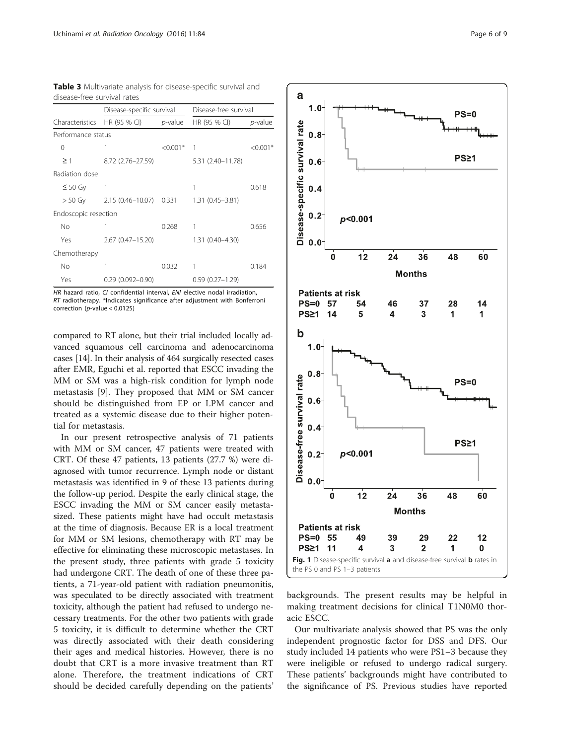**Table 3** Multivariate analysis for disease-specific survival and disease-free survival rates

| | Disease-specific survival | | Disease-free survival | |
|---|---|---|---|---|
| Characteristics | HR (95 % CI) | *p*-value | HR (95 % CI) | *p*-value |
| Performance status | | | | |
| 0 | 1 | <0.001* | 1 | <0.001* |
| ≥ 1 | 8.72 (2.76–27.59) | | 5.31 (2.40–11.78) | |
| Radiation dose | | | | |
| ≤ 50 Gy | 1 | | 1 | 0.618 |
| > 50 Gy | 2.15 (0.46–10.07) | 0.331 | 1.31 (0.45–3.81) | |
| Endoscopic resection | | | | |
| No | 1 | 0.268 | 1 | 0.656 |
| Yes | 2.67 (0.47–15.20) | | 1.31 (0.40–4.30) | |
| Chemotherapy | | | | |
| No | 1 | 0.032 | 1 | 0.184 |
| Yes | 0.29 (0.092–0.90) | | 0.59 (0.27–1.29) | |

*HR* hazard ratio, *CI* confidential interval, *ENI* elective nodal irradiation, *RT* radiotherapy. *Indicates significance after adjustment with Bonferroni correction (*p*-value < 0.0125)

compared to RT alone, but their trial included locally advanced squamous cell carcinoma and adenocarcinoma cases [14]. In their analysis of 464 surgically resected cases after EMR, Eguchi et al. reported that ESCC invading the MM or SM was a high-risk condition for lymph node metastasis [9]. They proposed that MM or SM cancer should be distinguished from EP or LPM cancer and treated as a systemic disease due to their higher potential for metastasis.

In our present retrospective analysis of 71 patients with MM or SM cancer, 47 patients were treated with CRT. Of these 47 patients, 13 patients (27.7 %) were diagnosed with tumor recurrence. Lymph node or distant metastasis was identified in 9 of these 13 patients during the follow-up period. Despite the early clinical stage, the ESCC invading the MM or SM cancer easily metastasized. These patients might have had occult metastasis at the time of diagnosis. Because ER is a local treatment for MM or SM lesions, chemotherapy with RT may be effective for eliminating these microscopic metastases. In the present study, three patients with grade 5 toxicity had undergone CRT. The death of one of these three patients, a 71-year-old patient with radiation pneumonitis, was speculated to be directly associated with treatment toxicity, although the patient had refused to undergo necessary treatments. For the other two patients with grade 5 toxicity, it is difficult to determine whether the CRT was directly associated with their death considering their ages and medical histories. However, there is no doubt that CRT is a more invasive treatment than RT alone. Therefore, the treatment indications of CRT should be decided carefully depending on the patients' backgrounds. The present results may be helpful in making treatment decisions for clinical T1N0M0 thoracic ESCC.

Fig. 1 Disease-specific survival **a** and disease-free survival **b** rates in the PS 0 and PS 1–3 patients

Our multivariate analysis showed that PS was the only independent prognostic factor for DSS and DFS. Our study included 14 patients who were PS1–3 because they were ineligible or refused to undergo radical surgery. These patients' backgrounds might have contributed to the significance of PS. Previous studies have reported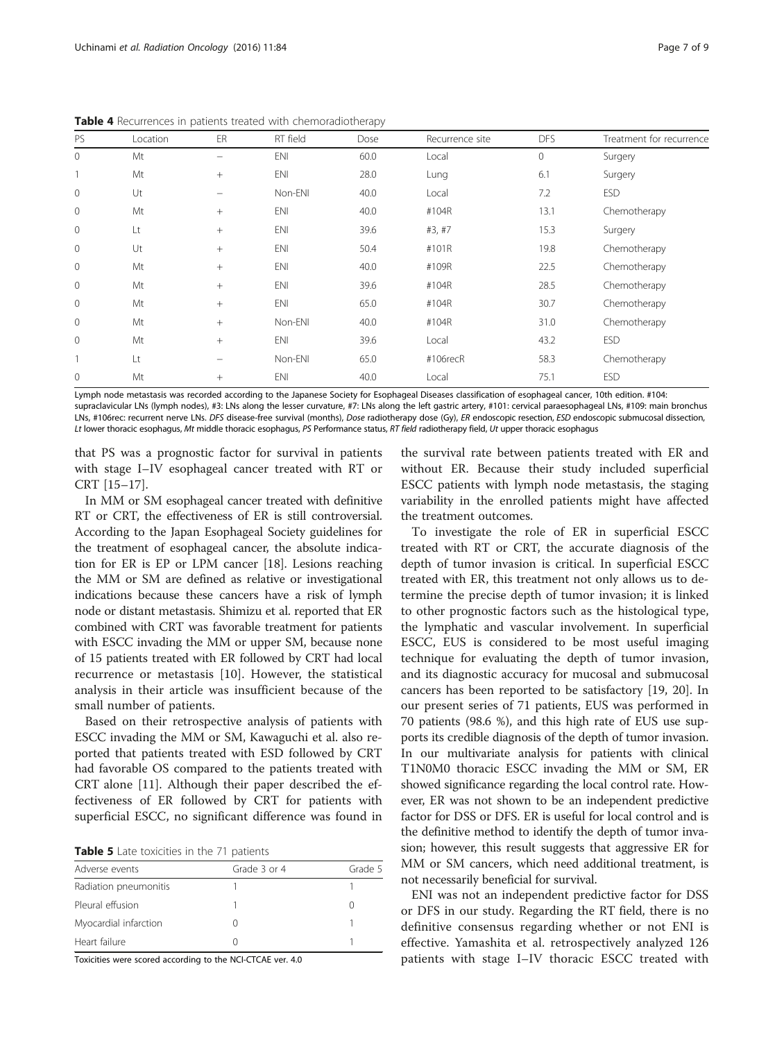**Table 4** Recurrences in patients treated with chemoradiotherapy

| PS | Location | ER | RT field | Dose | Recurrence site | DFS | Treatment for recurrence |
|---|---|---|---|---|---|---|---|
| 0 | Mt | − | ENI | 60.0 | Local | 0 | Surgery |
| 1 | Mt | + | ENI | 28.0 | Lung | 6.1 | Surgery |
| 0 | Ut | − | Non-ENI | 40.0 | Local | 7.2 | ESD |
| 0 | Mt | + | ENI | 40.0 | #104R | 13.1 | Chemotherapy |
| 0 | Lt | + | ENI | 39.6 | #3, #7 | 15.3 | Surgery |
| 0 | Ut | + | ENI | 50.4 | #101R | 19.8 | Chemotherapy |
| 0 | Mt | + | ENI | 40.0 | #109R | 22.5 | Chemotherapy |
| 0 | Mt | + | ENI | 39.6 | #104R | 28.5 | Chemotherapy |
| 0 | Mt | + | ENI | 65.0 | #104R | 30.7 | Chemotherapy |
| 0 | Mt | + | Non-ENI | 40.0 | #104R | 31.0 | Chemotherapy |
| 0 | Mt | + | ENI | 39.6 | Local | 43.2 | ESD |
| 1 | Lt | − | Non-ENI | 65.0 | #106recR | 58.3 | Chemotherapy |
| 0 | Mt | + | ENI | 40.0 | Local | 75.1 | ESD |

Lymph node metastasis was recorded according to the Japanese Society for Esophageal Diseases classification of esophageal cancer, 10th edition. #104: supraclavicular LNs (lymph nodes), #3: LNs along the lesser curvature, #7: LNs along the left gastric artery, #101: cervical paraesophageal LNs, #109: main bronchus LNs, #106rec: recurrent nerve LNs. *DFS* disease-free survival (months), *Dose* radiotherapy dose (Gy), *ER* endoscopic resection, *ESD* endoscopic submucosal dissection, *Lt* lower thoracic esophagus, *Mt* middle thoracic esophagus, *PS* Performance status, *RT field* radiotherapy field, *Ut* upper thoracic esophagus

that PS was a prognostic factor for survival in patients with stage I–IV esophageal cancer treated with RT or CRT [15–17].

In MM or SM esophageal cancer treated with definitive RT or CRT, the effectiveness of ER is still controversial. According to the Japan Esophageal Society guidelines for the treatment of esophageal cancer, the absolute indication for ER is EP or LPM cancer [18]. Lesions reaching the MM or SM are defined as relative or investigational indications because these cancers have a risk of lymph node or distant metastasis. Shimizu et al. reported that ER combined with CRT was favorable treatment for patients with ESCC invading the MM or upper SM, because none of 15 patients treated with ER followed by CRT had local recurrence or metastasis [10]. However, the statistical analysis in their article was insufficient because of the small number of patients.

Based on their retrospective analysis of patients with ESCC invading the MM or SM, Kawaguchi et al. also reported that patients treated with ESD followed by CRT had favorable OS compared to the patients treated with CRT alone [11]. Although their paper described the effectiveness of ER followed by CRT for patients with superficial ESCC, no significant difference was found in the survival rate between patients treated with ER and without ER. Because their study included superficial ESCC patients with lymph node metastasis, the staging variability in the enrolled patients might have affected the treatment outcomes.

To investigate the role of ER in superficial ESCC treated with RT or CRT, the accurate diagnosis of the depth of tumor invasion is critical. In superficial ESCC treated with ER, this treatment not only allows us to determine the precise depth of tumor invasion; it is linked to other prognostic factors such as the histological type, the lymphatic and vascular involvement. In superficial ESCC, EUS is considered to be most useful imaging technique for evaluating the depth of tumor invasion, and its diagnostic accuracy for mucosal and submucosal cancers has been reported to be satisfactory [19, 20]. In our present series of 71 patients, EUS was performed in 70 patients (98.6 %), and this high rate of EUS use supports its credible diagnosis of the depth of tumor invasion. In our multivariate analysis for patients with clinical T1N0M0 thoracic ESCC invading the MM or SM, ER showed significance regarding the local control rate. However, ER was not shown to be an independent predictive factor for DSS or DFS. ER is useful for local control and is the definitive method to identify the depth of tumor invasion; however, this result suggests that aggressive ER for MM or SM cancers, which need additional treatment, is not necessarily beneficial for survival.

ENI was not an independent predictive factor for DSS or DFS in our study. Regarding the RT field, there is no definitive consensus regarding whether or not ENI is effective. Yamashita et al. retrospectively analyzed 126 patients with stage I–IV thoracic ESCC treated with

**Table 5** Late toxicities in the 71 patients

| Adverse events | Grade 3 or 4 | Grade 5 |
|---|---|---|
| Radiation pneumonitis | 1 | 1 |
| Pleural effusion | 1 | 0 |
| Myocardial infarction | 0 | 1 |
| Heart failure | 0 | 1 |

Toxicities were scored according to the NCI-CTCAE ver. 4.0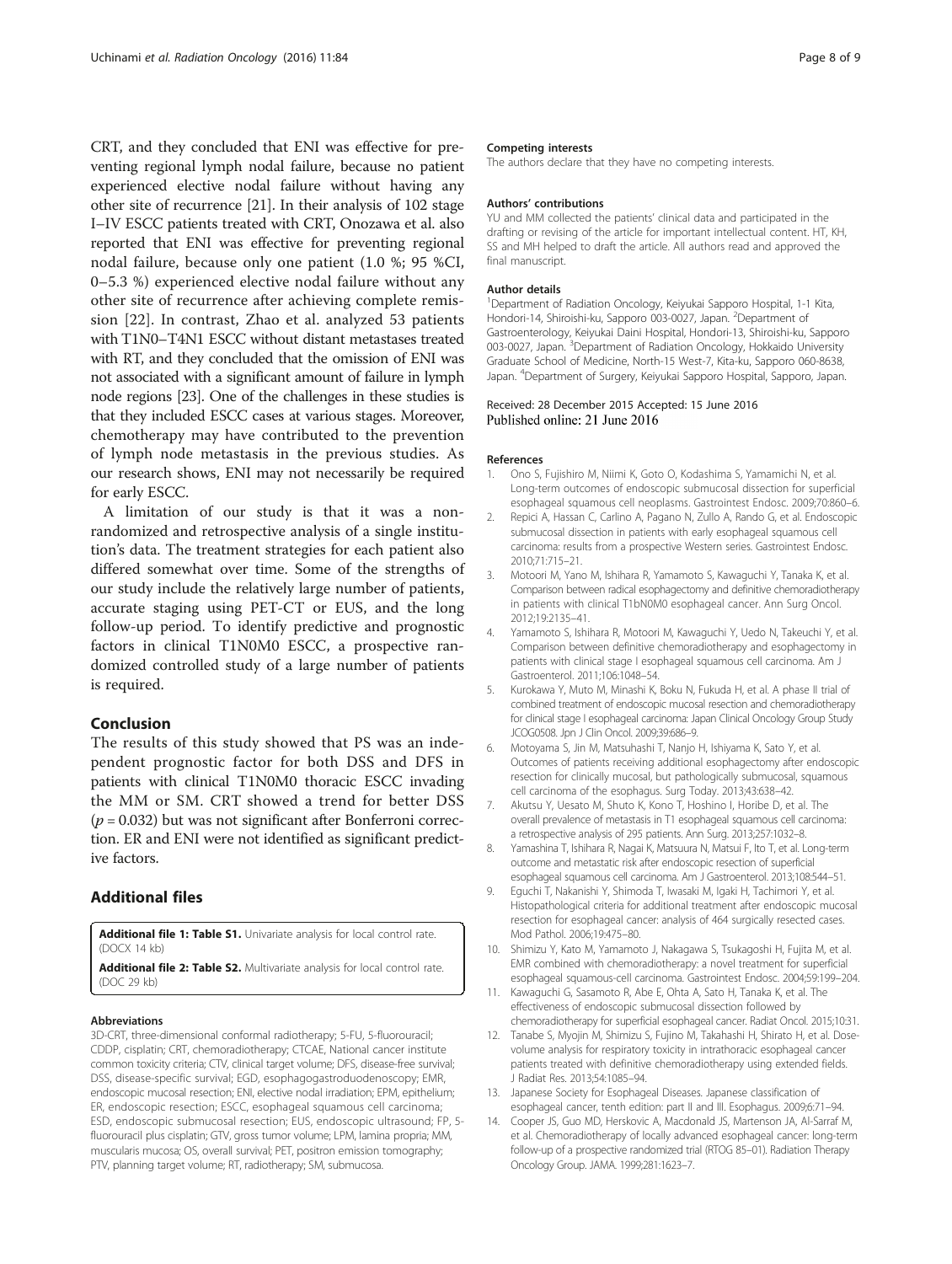CRT, and they concluded that ENI was effective for preventing regional lymph nodal failure, because no patient experienced elective nodal failure without having any other site of recurrence [21]. In their analysis of 102 stage I–IV ESCC patients treated with CRT, Onozawa et al. also reported that ENI was effective for preventing regional nodal failure, because only one patient (1.0 %; 95 %CI, 0–5.3 %) experienced elective nodal failure without any other site of recurrence after achieving complete remission [22]. In contrast, Zhao et al. analyzed 53 patients with T1N0–T4N1 ESCC without distant metastases treated with RT, and they concluded that the omission of ENI was not associated with a significant amount of failure in lymph node regions [23]. One of the challenges in these studies is that they included ESCC cases at various stages. Moreover, chemotherapy may have contributed to the prevention of lymph node metastasis in the previous studies. As our research shows, ENI may not necessarily be required for early ESCC.

A limitation of our study is that it was a non-randomized and retrospective analysis of a single institution's data. The treatment strategies for each patient also differed somewhat over time. Some of the strengths of our study include the relatively large number of patients, accurate staging using PET-CT or EUS, and the long follow-up period. To identify predictive and prognostic factors in clinical T1N0M0 ESCC, a prospective randomized controlled study of a large number of patients is required.

## Conclusion

The results of this study showed that PS was an independent prognostic factor for both DSS and DFS in patients with clinical T1N0M0 thoracic ESCC invading the MM or SM. CRT showed a trend for better DSS ($p = 0.032$) but was not significant after Bonferroni correction. ER and ENI were not identified as significant predictive factors.

## Additional files

**Additional file 1: Table S1.** Univariate analysis for local control rate. (DOCX 14 kb)

**Additional file 2: Table S2.** Multivariate analysis for local control rate. (DOC 29 kb)

#### Abbreviations

3D-CRT, three-dimensional conformal radiotherapy; 5-FU, 5-fluorouracil; CDDP, cisplatin; CRT, chemoradiotherapy; CTCAE, National cancer institute common toxicity criteria; CTV, clinical target volume; DFS, disease-free survival; DSS, disease-specific survival; EGD, esophagogastroduodenoscopy; EMR, endoscopic mucosal resection; ENI, elective nodal irradiation; EPM, epithelium; ER, endoscopic resection; ESCC, esophageal squamous cell carcinoma; ESD, endoscopic submucosal resection; EUS, endoscopic ultrasound; FP, 5-fluorouracil plus cisplatin; GTV, gross tumor volume; LPM, lamina propria; MM, muscularis mucosa; OS, overall survival; PET, positron emission tomography; PTV, planning target volume; RT, radiotherapy; SM, submucosa.

#### Competing interests

The authors declare that they have no competing interests.

#### Authors' contributions

YU and MM collected the patients' clinical data and participated in the drafting or revising of the article for important intellectual content. HT, KH, SS and MH helped to draft the article. All authors read and approved the final manuscript.

#### Author details

[1]Department of Radiation Oncology, Keiyukai Sapporo Hospital, 1-1 Kita, Hondori-14, Shiroishi-ku, Sapporo 003-0027, Japan. [2]Department of Gastroenterology, Keiyukai Daini Hospital, Hondori-13, Shiroishi-ku, Sapporo 003-0027, Japan. [3]Department of Radiation Oncology, Hokkaido University Graduate School of Medicine, North-15 West-7, Kita-ku, Sapporo 060-8638, Japan. [4]Department of Surgery, Keiyukai Sapporo Hospital, Sapporo, Japan.

Received: 28 December 2015 Accepted: 15 June 2016
Published online: 21 June 2016

#### References

1. Ono S, Fujishiro M, Niimi K, Goto O, Kodashima S, Yamamichi N, et al. Long-term outcomes of endoscopic submucosal dissection for superficial esophageal squamous cell neoplasms. Gastrointest Endosc. 2009;70:860–6.
2. Repici A, Hassan C, Carlino A, Pagano N, Zullo A, Rando G, et al. Endoscopic submucosal dissection in patients with early esophageal squamous cell carcinoma: results from a prospective Western series. Gastrointest Endosc. 2010;71:715–21.
3. Motoori M, Yano M, Ishihara R, Yamamoto S, Kawaguchi Y, Tanaka K, et al. Comparison between radical esophagectomy and definitive chemoradiotherapy in patients with clinical T1bN0M0 esophageal cancer. Ann Surg Oncol. 2012;19:2135–41.
4. Yamamoto S, Ishihara R, Motoori M, Kawaguchi Y, Uedo N, Takeuchi Y, et al. Comparison between definitive chemoradiotherapy and esophagectomy in patients with clinical stage I esophageal squamous cell carcinoma. Am J Gastroenterol. 2011;106:1048–54.
5. Kurokawa Y, Muto M, Minashi K, Boku N, Fukuda H, et al. A phase II trial of combined treatment of endoscopic mucosal resection and chemoradiotherapy for clinical stage I esophageal carcinoma: Japan Clinical Oncology Group Study JCOG0508. Jpn J Clin Oncol. 2009;39:686–9.
6. Motoyama S, Jin M, Matsuhashi T, Nanjo H, Ishiyama K, Sato Y, et al. Outcomes of patients receiving additional esophagectomy after endoscopic resection for clinically mucosal, but pathologically submucosal, squamous cell carcinoma of the esophagus. Surg Today. 2013;43:638–42.
7. Akutsu Y, Uesato M, Shuto K, Kono T, Hoshino I, Horibe D, et al. The overall prevalence of metastasis in T1 esophageal squamous cell carcinoma: a retrospective analysis of 295 patients. Ann Surg. 2013;257:1032–8.
8. Yamashina T, Ishihara R, Nagai K, Matsuura N, Matsui F, Ito T, et al. Long-term outcome and metastatic risk after endoscopic resection of superficial esophageal squamous cell carcinoma. Am J Gastroenterol. 2013;108:544–51.
9. Eguchi T, Nakanishi Y, Shimoda T, Iwasaki M, Igaki H, Tachimori Y, et al. Histopathological criteria for additional treatment after endoscopic mucosal resection for esophageal cancer: analysis of 464 surgically resected cases. Mod Pathol. 2006;19:475–80.
10. Shimizu Y, Kato M, Yamamoto J, Nakagawa S, Tsukagoshi H, Fujita M, et al. EMR combined with chemoradiotherapy: a novel treatment for superficial esophageal squamous-cell carcinoma. Gastrointest Endosc. 2004;59:199–204.
11. Kawaguchi G, Sasamoto R, Abe E, Ohta A, Sato H, Tanaka K, et al. The effectiveness of endoscopic submucosal dissection followed by chemoradiotherapy for superficial esophageal cancer. Radiat Oncol. 2015;10:31.
12. Tanabe S, Myojin M, Shimizu S, Fujino M, Takahashi H, Shirato H, et al. Dose-volume analysis for respiratory toxicity in intrathoracic esophageal cancer patients treated with definitive chemoradiotherapy using extended fields. J Radiat Res. 2013;54:1085–94.
13. Japanese Society for Esophageal Diseases. Japanese classification of esophageal cancer, tenth edition: part II and III. Esophagus. 2009;6:71–94.
14. Cooper JS, Guo MD, Herskovic A, Macdonald JS, Martenson JA, Al-Sarraf M, et al. Chemoradiotherapy of locally advanced esophageal cancer: long-term follow-up of a prospective randomized trial (RTOG 85–01). Radiation Therapy Oncology Group. JAMA. 1999;281:1623–7.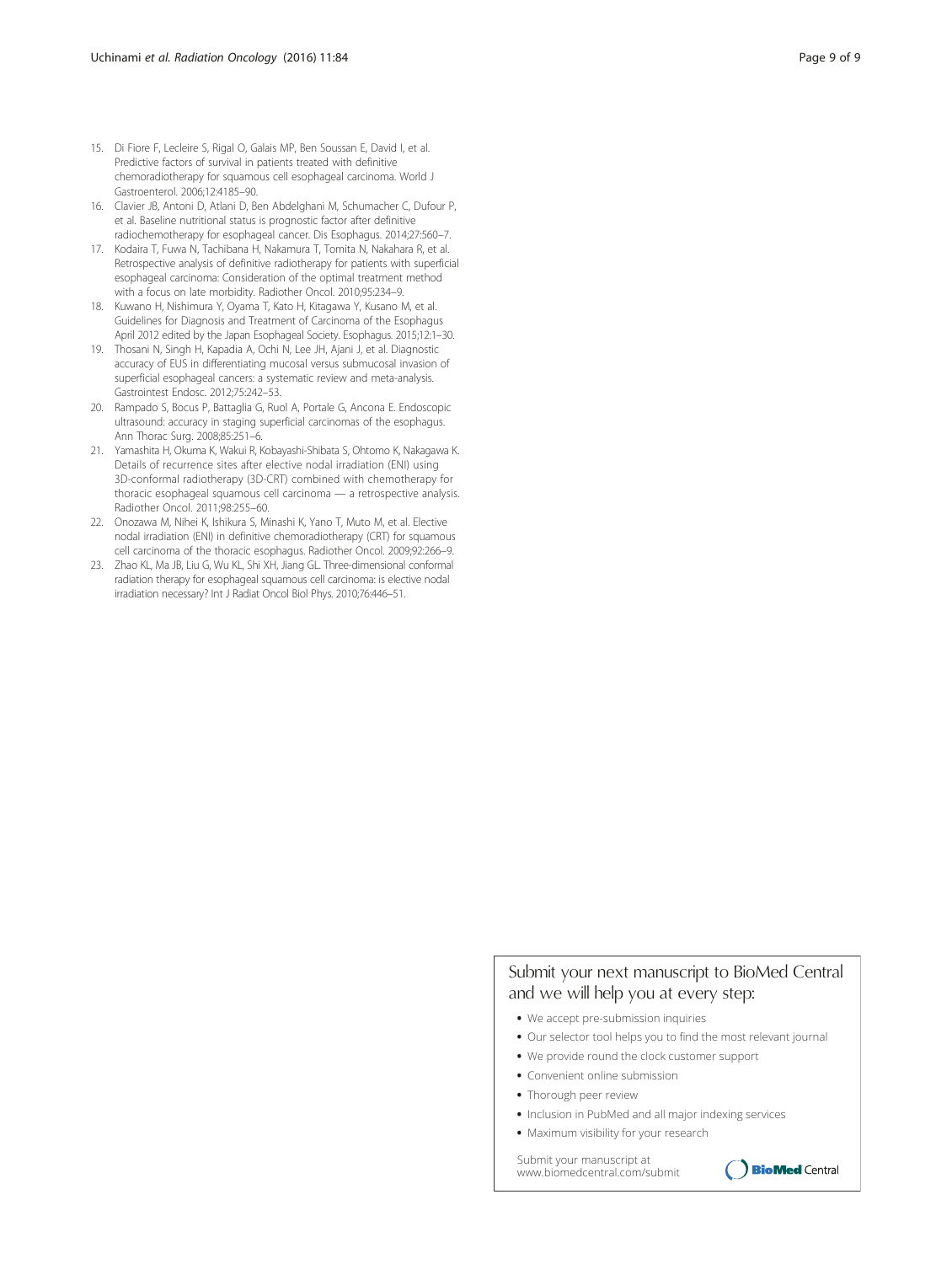15. Di Fiore F, Lecleire S, Rigal O, Galais MP, Ben Soussan E, David I, et al. Predictive factors of survival in patients treated with definitive chemoradiotherapy for squamous cell esophageal carcinoma. World J Gastroenterol. 2006;12:4185–90.
16. Clavier JB, Antoni D, Atlani D, Ben Abdelghani M, Schumacher C, Dufour P, et al. Baseline nutritional status is prognostic factor after definitive radiochemotherapy for esophageal cancer. Dis Esophagus. 2014;27:560–7.
17. Kodaira T, Fuwa N, Tachibana H, Nakamura T, Tomita N, Nakahara R, et al. Retrospective analysis of definitive radiotherapy for patients with superficial esophageal carcinoma: Consideration of the optimal treatment method with a focus on late morbidity. Radiother Oncol. 2010;95:234–9.
18. Kuwano H, Nishimura Y, Oyama T, Kato H, Kitagawa Y, Kusano M, et al. Guidelines for Diagnosis and Treatment of Carcinoma of the Esophagus April 2012 edited by the Japan Esophageal Society. Esophagus. 2015;12:1–30.
19. Thosani N, Singh H, Kapadia A, Ochi N, Lee JH, Ajani J, et al. Diagnostic accuracy of EUS in differentiating mucosal versus submucosal invasion of superficial esophageal cancers: a systematic review and meta-analysis. Gastrointest Endosc. 2012;75:242–53.
20. Rampado S, Bocus P, Battaglia G, Ruol A, Portale G, Ancona E. Endoscopic ultrasound: accuracy in staging superficial carcinomas of the esophagus. Ann Thorac Surg. 2008;85:251–6.
21. Yamashita H, Okuma K, Wakui R, Kobayashi-Shibata S, Ohtomo K, Nakagawa K. Details of recurrence sites after elective nodal irradiation (ENI) using 3D-conformal radiotherapy (3D-CRT) combined with chemotherapy for thoracic esophageal squamous cell carcinoma — a retrospective analysis. Radiother Oncol. 2011;98:255–60.
22. Onozawa M, Nihei K, Ishikura S, Minashi K, Yano T, Muto M, et al. Elective nodal irradiation (ENI) in definitive chemoradiotherapy (CRT) for squamous cell carcinoma of the thoracic esophagus. Radiother Oncol. 2009;92:266–9.
23. Zhao KL, Ma JB, Liu G, Wu KL, Shi XH, Jiang GL. Three-dimensional conformal radiation therapy for esophageal squamous cell carcinoma: is elective nodal irradiation necessary? Int J Radiat Oncol Biol Phys. 2010;76:446–51.

Submit your next manuscript to BioMed Central and we will help you at every step:

- We accept pre-submission inquiries
- Our selector tool helps you to find the most relevant journal
- We provide round the clock customer support
- Convenient online submission
- Thorough peer review
- Inclusion in PubMed and all major indexing services
- Maximum visibility for your research

Submit your manuscript at www.biomedcentral.com/submit

BioMed Central